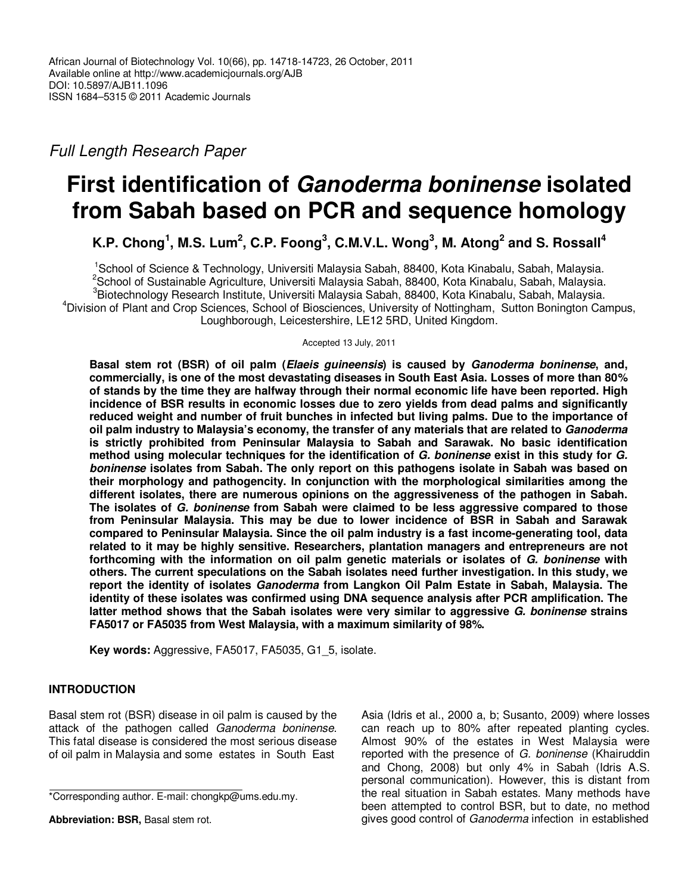African Journal of Biotechnology Vol. 10(66), pp. 14718-14723, 26 October, 2011
Available online at http://www.academicjournals.org/AJB
DOI: 10.5897/AJB11.1096
ISSN 1684–5315 © 2011 Academic Journals

*Full Length Research Paper*

# First identification of *Ganoderma boninense* isolated from Sabah based on PCR and sequence homology

**K.P. Chong[1], M.S. Lum[2], C.P. Foong[3], C.M.V.L. Wong[3], M. Atong[2] and S. Rossall[4]**

[1]School of Science & Technology, Universiti Malaysia Sabah, 88400, Kota Kinabalu, Sabah, Malaysia.
[2]School of Sustainable Agriculture, Universiti Malaysia Sabah, 88400, Kota Kinabalu, Sabah, Malaysia.
[3]Biotechnology Research Institute, Universiti Malaysia Sabah, 88400, Kota Kinabalu, Sabah, Malaysia.
[4]Division of Plant and Crop Sciences, School of Biosciences, University of Nottingham, Sutton Bonington Campus, Loughborough, Leicestershire, LE12 5RD, United Kingdom.

Accepted 13 July, 2011

**Basal stem rot (BSR) of oil palm (*Elaeis guineensis*) is caused by *Ganoderma boninense*, and, commercially, is one of the most devastating diseases in South East Asia. Losses of more than 80% of stands by the time they are halfway through their normal economic life have been reported. High incidence of BSR results in economic losses due to zero yields from dead palms and significantly reduced weight and number of fruit bunches in infected but living palms. Due to the importance of oil palm industry to Malaysia's economy, the transfer of any materials that are related to *Ganoderma* is strictly prohibited from Peninsular Malaysia to Sabah and Sarawak. No basic identification method using molecular techniques for the identification of *G. boninense* exist in this study for *G. boninense* isolates from Sabah. The only report on this pathogens isolate in Sabah was based on their morphology and pathogencity. In conjunction with the morphological similarities among the different isolates, there are numerous opinions on the aggressiveness of the pathogen in Sabah. The isolates of *G. boninense* from Sabah were claimed to be less aggressive compared to those from Peninsular Malaysia. This may be due to lower incidence of BSR in Sabah and Sarawak compared to Peninsular Malaysia. Since the oil palm industry is a fast income-generating tool, data related to it may be highly sensitive. Researchers, plantation managers and entrepreneurs are not forthcoming with the information on oil palm genetic materials or isolates of *G. boninense* with others. The current speculations on the Sabah isolates need further investigation. In this study, we report the identity of isolates *Ganoderma* from Langkon Oil Palm Estate in Sabah, Malaysia. The identity of these isolates was confirmed using DNA sequence analysis after PCR amplification. The latter method shows that the Sabah isolates were very similar to aggressive *G. boninense* strains FA5017 or FA5035 from West Malaysia, with a maximum similarity of 98%.**

**Key words:** Aggressive, FA5017, FA5035, G1_5, isolate.

## INTRODUCTION

Basal stem rot (BSR) disease in oil palm is caused by the attack of the pathogen called *Ganoderma boninense*. This fatal disease is considered the most serious disease of oil palm in Malaysia and some estates in South East Asia (Idris et al., 2000 a, b; Susanto, 2009) where losses can reach up to 80% after repeated planting cycles. Almost 90% of the estates in West Malaysia were reported with the presence of *G. boninense* (Khairuddin and Chong, 2008) but only 4% in Sabah (Idris A.S. personal communication). However, this is distant from the real situation in Sabah estates. Many methods have been attempted to control BSR, but to date, no method gives good control of *Ganoderma* infection in established

*Corresponding author. E-mail: chongkp@ums.edu.my.

**Abbreviation: BSR,** Basal stem rot.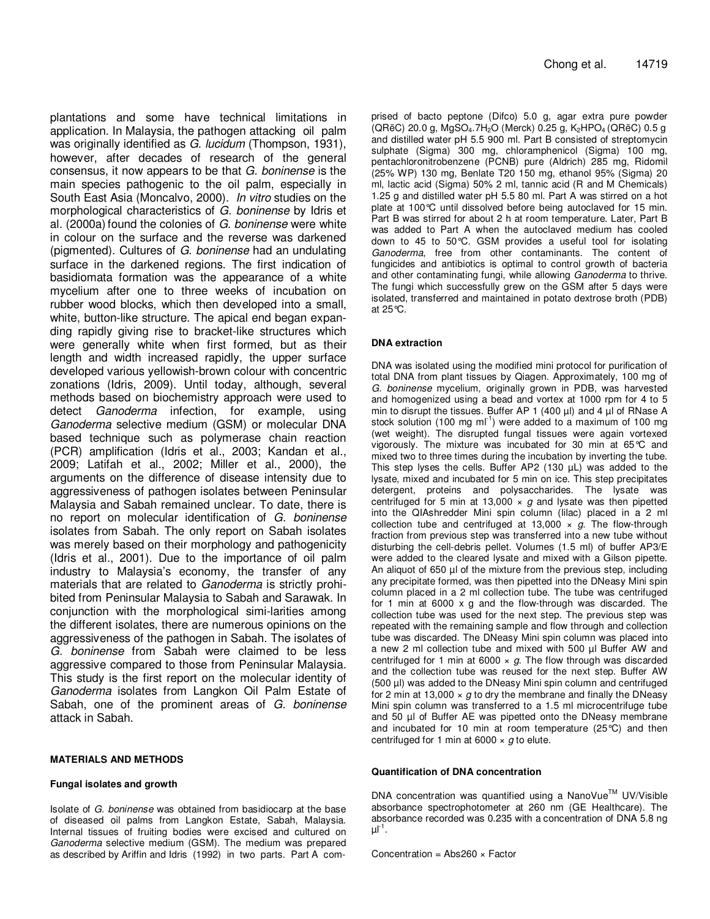plantations and some have technical limitations in application. In Malaysia, the pathogen attacking oil palm was originally identified as *G. lucidum* (Thompson, 1931), however, after decades of research of the general consensus, it now appears to be that *G. boninense* is the main species pathogenic to the oil palm, especially in South East Asia (Moncalvo, 2000). *In vitro* studies on the morphological characteristics of *G. boninense* by Idris et al. (2000a) found the colonies of *G. boninense* were white in colour on the surface and the reverse was darkened (pigmented). Cultures of *G. boninense* had an undulating surface in the darkened regions. The first indication of basidiomata formation was the appearance of a white mycelium after one to three weeks of incubation on rubber wood blocks, which then developed into a small, white, button-like structure. The apical end began expanding rapidly giving rise to bracket-like structures which were generally white when first formed, but as their length and width increased rapidly, the upper surface developed various yellowish-brown colour with concentric zonations (Idris, 2009). Until today, although, several methods based on biochemistry approach were used to detect *Ganoderma* infection, for example, using *Ganoderma* selective medium (GSM) or molecular DNA based technique such as polymerase chain reaction (PCR) amplification (Idris et al., 2003; Kandan et al., 2009; Latifah et al., 2002; Miller et al., 2000), the arguments on the difference of disease intensity due to aggressiveness of pathogen isolates between Peninsular Malaysia and Sabah remained unclear. To date, there is no report on molecular identification of *G. boninense* isolates from Sabah. The only report on Sabah isolates was merely based on their morphology and pathogenicity (Idris et al., 2001). Due to the importance of oil palm industry to Malaysia's economy, the transfer of any materials that are related to *Ganoderma* is strictly prohibited from Peninsular Malaysia to Sabah and Sarawak. In conjunction with the morphological similarities among the different isolates, there are numerous opinions on the aggressiveness of the pathogen in Sabah. The isolates of *G. boninense* from Sabah were claimed to be less aggressive compared to those from Peninsular Malaysia. This study is the first report on the molecular identity of *Ganoderma* isolates from Langkon Oil Palm Estate of Sabah, one of the prominent areas of *G. boninense* attack in Sabah.

## MATERIALS AND METHODS

### Fungal isolates and growth

Isolate of *G. boninense* was obtained from basidiocarp at the base of diseased oil palms from Langkon Estate, Sabah, Malaysia. Internal tissues of fruiting bodies were excised and cultured on *Ganoderma* selective medium (GSM). The medium was prepared as described by Ariffin and Idris (1992) in two parts. Part A comprised of bacto peptone (Difco) 5.0 g, agar extra pure powder (QRëC) 20.0 g, $MgSO_4.7H_2O$ (Merck) 0.25 g, $K_2HPO_4$ (QRëC) 0.5 g and distilled water pH 5.5 900 ml. Part B consisted of streptomycin sulphate (Sigma) 300 mg, chloramphenicol (Sigma) 100 mg, pentachloronitrobenzene (PCNB) pure (Aldrich) 285 mg, Ridomil (25% WP) 130 mg, Benlate T20 150 mg, ethanol 95% (Sigma) 20 ml, lactic acid (Sigma) 50% 2 ml, tannic acid (R and M Chemicals) 1.25 g and distilled water pH 5.5 80 ml. Part A was stirred on a hot plate at 100°C until dissolved before being autoclaved for 15 min. Part B was stirred for about 2 h at room temperature. Later, Part B was added to Part A when the autoclaved medium has cooled down to 45 to 50°C. GSM provides a useful tool for isolating *Ganoderma*, free from other contaminants. The content of fungicides and antibiotics is optimal to control growth of bacteria and other contaminating fungi, while allowing *Ganoderma* to thrive. The fungi which successfully grew on the GSM after 5 days were isolated, transferred and maintained in potato dextrose broth (PDB) at 25°C.

### DNA extraction

DNA was isolated using the modified mini protocol for purification of total DNA from plant tissues by Qiagen. Approximately, 100 mg of *G. boninense* mycelium, originally grown in PDB, was harvested and homogenized using a bead and vortex at 1000 rpm for 4 to 5 min to disrupt the tissues. Buffer AP 1 (400 µl) and 4 µl of RNase A stock solution (100 mg ml$^{-1}$) were added to a maximum of 100 mg (wet weight). The disrupted fungal tissues were again vortexed vigorously. The mixture was incubated for 30 min at 65°C and mixed two to three times during the incubation by inverting the tube. This step lyses the cells. Buffer AP2 (130 µL) was added to the lysate, mixed and incubated for 5 min on ice. This step precipitates detergent, proteins and polysaccharides. The lysate was centrifuged for 5 min at 13,000 × *g* and lysate was then pipetted into the QIAshredder Mini spin column (lilac) placed in a 2 ml collection tube and centrifuged at 13,000 × *g*. The flow-through fraction from previous step was transferred into a new tube without disturbing the cell-debris pellet. Volumes (1.5 ml) of buffer AP3/E were added to the cleared lysate and mixed with a Gilson pipette. An aliquot of 650 µl of the mixture from the previous step, including any precipitate formed, was then pipetted into the DNeasy Mini spin column placed in a 2 ml collection tube. The tube was centrifuged for 1 min at 6000 x g and the flow-through was discarded. The collection tube was used for the next step. The previous step was repeated with the remaining sample and flow through and collection tube was discarded. The DNeasy Mini spin column was placed into a new 2 ml collection tube and mixed with 500 µl Buffer AW and centrifuged for 1 min at 6000 × *g*. The flow through was discarded and the collection tube was reused for the next step. Buffer AW (500 µl) was added to the DNeasy Mini spin column and centrifuged for 2 min at 13,000 × *g* to dry the membrane and finally the DNeasy Mini spin column was transferred to a 1.5 ml microcentrifuge tube and 50 µl of Buffer AE was pipetted onto the DNeasy membrane and incubated for 10 min at room temperature (25°C) and then centrifuged for 1 min at 6000 × *g* to elute.

### Quantification of DNA concentration

DNA concentration was quantified using a NanoVue™ UV/Visible absorbance spectrophotometer at 260 nm (GE Healthcare). The absorbance recorded was 0.235 with a concentration of DNA 5.8 ng µl$^{-1}$.

Concentration = Abs260 × Factor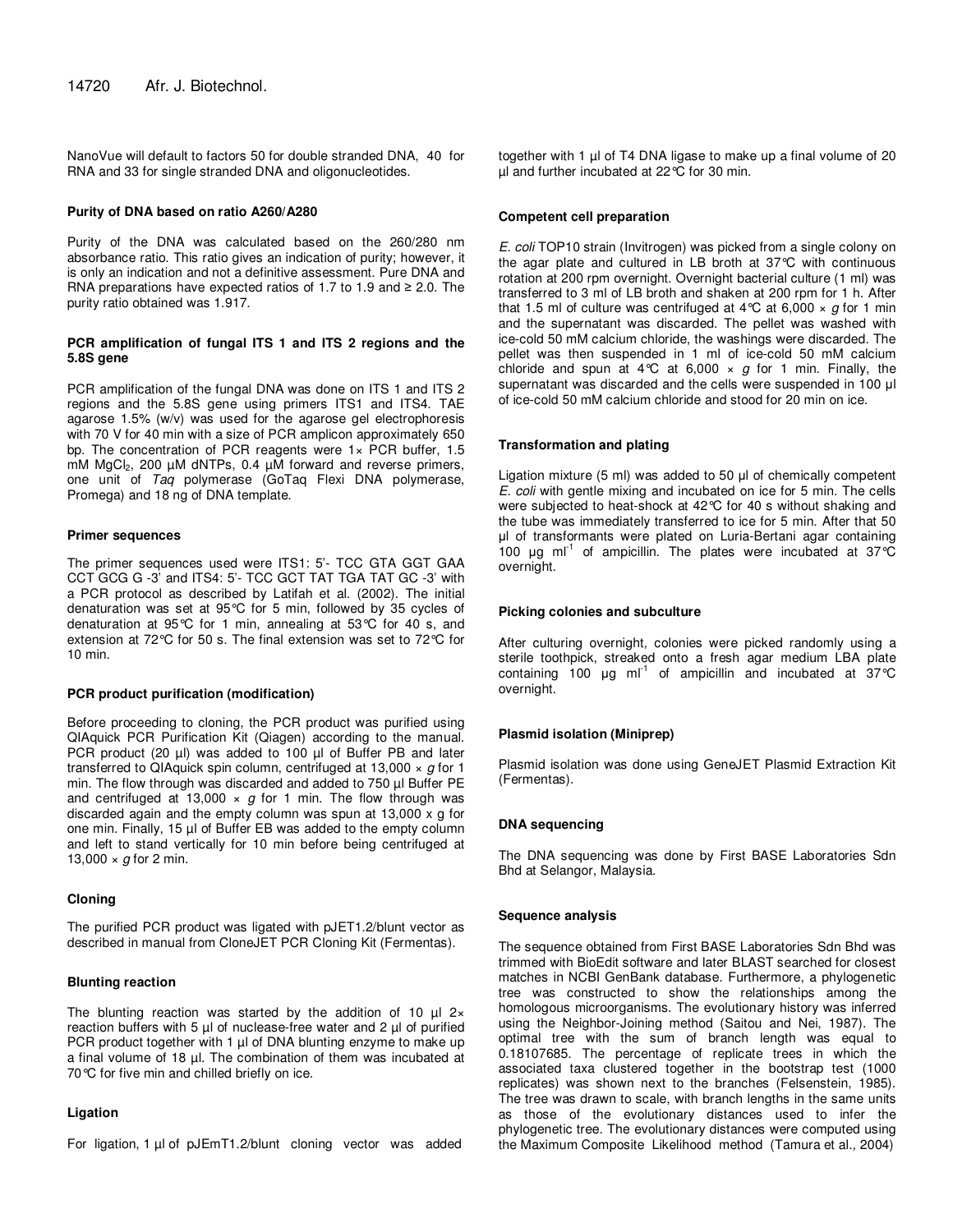NanoVue will default to factors 50 for double stranded DNA, 40 for RNA and 33 for single stranded DNA and oligonucleotides.

#### Purity of DNA based on ratio A260/A280

Purity of the DNA was calculated based on the 260/280 nm absorbance ratio. This ratio gives an indication of purity; however, it is only an indication and not a definitive assessment. Pure DNA and RNA preparations have expected ratios of 1.7 to 1.9 and ≥ 2.0. The purity ratio obtained was 1.917.

#### PCR amplification of fungal ITS 1 and ITS 2 regions and the 5.8S gene

PCR amplification of the fungal DNA was done on ITS 1 and ITS 2 regions and the 5.8S gene using primers ITS1 and ITS4. TAE agarose 1.5% (w/v) was used for the agarose gel electrophoresis with 70 V for 40 min with a size of PCR amplicon approximately 650 bp. The concentration of PCR reagents were 1× PCR buffer, 1.5 mM $MgCl_2$, 200 µM dNTPs, 0.4 µM forward and reverse primers, one unit of *Taq* polymerase (GoTaq Flexi DNA polymerase, Promega) and 18 ng of DNA template.

#### Primer sequences

The primer sequences used were ITS1: 5'- TCC GTA GGT GAA CCT GCG G -3' and ITS4: 5'- TCC GCT TAT TGA TAT GC -3' with a PCR protocol as described by Latifah et al. (2002). The initial denaturation was set at 95°C for 5 min, followed by 35 cycles of denaturation at 95°C for 1 min, annealing at 53°C for 40 s, and extension at 72°C for 50 s. The final extension was set to 72°C for 10 min.

#### PCR product purification (modification)

Before proceeding to cloning, the PCR product was purified using QIAquick PCR Purification Kit (Qiagen) according to the manual. PCR product (20 µl) was added to 100 µl of Buffer PB and later transferred to QIAquick spin column, centrifuged at 13,000 × *g* for 1 min. The flow through was discarded and added to 750 µl Buffer PE and centrifuged at 13,000 × *g* for 1 min. The flow through was discarded again and the empty column was spun at 13,000 x g for one min. Finally, 15 µl of Buffer EB was added to the empty column and left to stand vertically for 10 min before being centrifuged at 13,000 × *g* for 2 min.

#### Cloning

The purified PCR product was ligated with pJET1.2/blunt vector as described in manual from CloneJET PCR Cloning Kit (Fermentas).

#### Blunting reaction

The blunting reaction was started by the addition of 10 µl 2× reaction buffers with 5 µl of nuclease-free water and 2 µl of purified PCR product together with 1 µl of DNA blunting enzyme to make up a final volume of 18 µl. The combination of them was incubated at 70°C for five min and chilled briefly on ice.

#### Ligation

For ligation, 1 µl of pJEmT1.2/blunt cloning vector was added together with 1 µl of T4 DNA ligase to make up a final volume of 20 µl and further incubated at 22°C for 30 min.

#### Competent cell preparation

*E. coli* TOP10 strain (Invitrogen) was picked from a single colony on the agar plate and cultured in LB broth at 37°C with continuous rotation at 200 rpm overnight. Overnight bacterial culture (1 ml) was transferred to 3 ml of LB broth and shaken at 200 rpm for 1 h. After that 1.5 ml of culture was centrifuged at 4°C at 6,000 × *g* for 1 min and the supernatant was discarded. The pellet was washed with ice-cold 50 mM calcium chloride, the washings were discarded. The pellet was then suspended in 1 ml of ice-cold 50 mM calcium chloride and spun at 4°C at 6,000 × *g* for 1 min. Finally, the supernatant was discarded and the cells were suspended in 100 µl of ice-cold 50 mM calcium chloride and stood for 20 min on ice.

#### Transformation and plating

Ligation mixture (5 ml) was added to 50 µl of chemically competent *E. coli* with gentle mixing and incubated on ice for 5 min. The cells were subjected to heat-shock at 42°C for 40 s without shaking and the tube was immediately transferred to ice for 5 min. After that 50 µl of transformants were plated on Luria-Bertani agar containing 100 µg $ml^{-1}$ of ampicillin. The plates were incubated at 37°C overnight.

#### Picking colonies and subculture

After culturing overnight, colonies were picked randomly using a sterile toothpick, streaked onto a fresh agar medium LBA plate containing 100 µg $ml^{-1}$ of ampicillin and incubated at 37°C overnight.

#### Plasmid isolation (Miniprep)

Plasmid isolation was done using GeneJET Plasmid Extraction Kit (Fermentas).

#### DNA sequencing

The DNA sequencing was done by First BASE Laboratories Sdn Bhd at Selangor, Malaysia.

#### Sequence analysis

The sequence obtained from First BASE Laboratories Sdn Bhd was trimmed with BioEdit software and later BLAST searched for closest matches in NCBI GenBank database. Furthermore, a phylogenetic tree was constructed to show the relationships among the homologous microorganisms. The evolutionary history was inferred using the Neighbor-Joining method (Saitou and Nei, 1987). The optimal tree with the sum of branch length was equal to 0.18107685. The percentage of replicate trees in which the associated taxa clustered together in the bootstrap test (1000 replicates) was shown next to the branches (Felsenstein, 1985). The tree was drawn to scale, with branch lengths in the same units as those of the evolutionary distances used to infer the phylogenetic tree. The evolutionary distances were computed using the Maximum Composite Likelihood method (Tamura et al., 2004)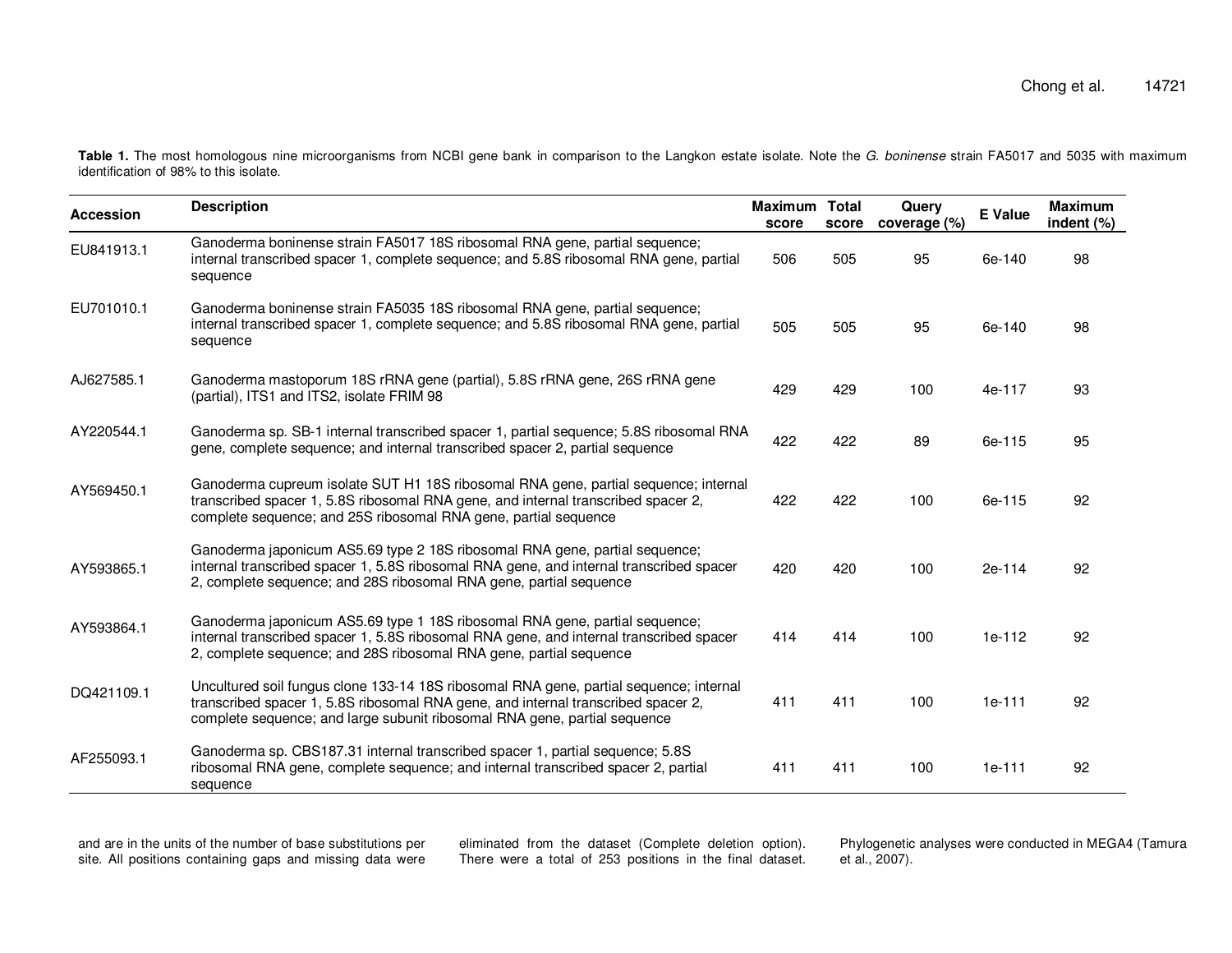**Table 1.** The most homologous nine microorganisms from NCBI gene bank in comparison to the Langkon estate isolate. Note the *G. boninense* strain FA5017 and 5035 with maximum identification of 98% to this isolate.

| Accession | Description | Maximum score | Total score | Query coverage (%) | E Value | Maximum indent (%) |
|---|---|---|---|---|---|---|
| EU841913.1 | Ganoderma boninense strain FA5017 18S ribosomal RNA gene, partial sequence; internal transcribed spacer 1, complete sequence; and 5.8S ribosomal RNA gene, partial sequence | 506 | 505 | 95 | 6e-140 | 98 |
| EU701010.1 | Ganoderma boninense strain FA5035 18S ribosomal RNA gene, partial sequence; internal transcribed spacer 1, complete sequence; and 5.8S ribosomal RNA gene, partial sequence | 505 | 505 | 95 | 6e-140 | 98 |
| AJ627585.1 | Ganoderma mastoporum 18S rRNA gene (partial), 5.8S rRNA gene, 26S rRNA gene (partial), ITS1 and ITS2, isolate FRIM 98 | 429 | 429 | 100 | 4e-117 | 93 |
| AY220544.1 | Ganoderma sp. SB-1 internal transcribed spacer 1, partial sequence; 5.8S ribosomal RNA gene, complete sequence; and internal transcribed spacer 2, partial sequence | 422 | 422 | 89 | 6e-115 | 95 |
| AY569450.1 | Ganoderma cupreum isolate SUT H1 18S ribosomal RNA gene, partial sequence; internal transcribed spacer 1, 5.8S ribosomal RNA gene, and internal transcribed spacer 2, complete sequence; and 25S ribosomal RNA gene, partial sequence | 422 | 422 | 100 | 6e-115 | 92 |
| AY593865.1 | Ganoderma japonicum AS5.69 type 2 18S ribosomal RNA gene, partial sequence; internal transcribed spacer 1, 5.8S ribosomal RNA gene, and internal transcribed spacer 2, complete sequence; and 28S ribosomal RNA gene, partial sequence | 420 | 420 | 100 | 2e-114 | 92 |
| AY593864.1 | Ganoderma japonicum AS5.69 type 1 18S ribosomal RNA gene, partial sequence; internal transcribed spacer 1, 5.8S ribosomal RNA gene, and internal transcribed spacer 2, complete sequence; and 28S ribosomal RNA gene, partial sequence | 414 | 414 | 100 | 1e-112 | 92 |
| DQ421109.1 | Uncultured soil fungus clone 133-14 18S ribosomal RNA gene, partial sequence; internal transcribed spacer 1, 5.8S ribosomal RNA gene, and internal transcribed spacer 2, complete sequence; and large subunit ribosomal RNA gene, partial sequence | 411 | 411 | 100 | 1e-111 | 92 |
| AF255093.1 | Ganoderma sp. CBS187.31 internal transcribed spacer 1, partial sequence; 5.8S ribosomal RNA gene, complete sequence; and internal transcribed spacer 2, partial sequence | 411 | 411 | 100 | 1e-111 | 92 |

and are in the units of the number of base substitutions per site. All positions containing gaps and missing data were eliminated from the dataset (Complete deletion option). There were a total of 253 positions in the final dataset. Phylogenetic analyses were conducted in MEGA4 (Tamura et al., 2007).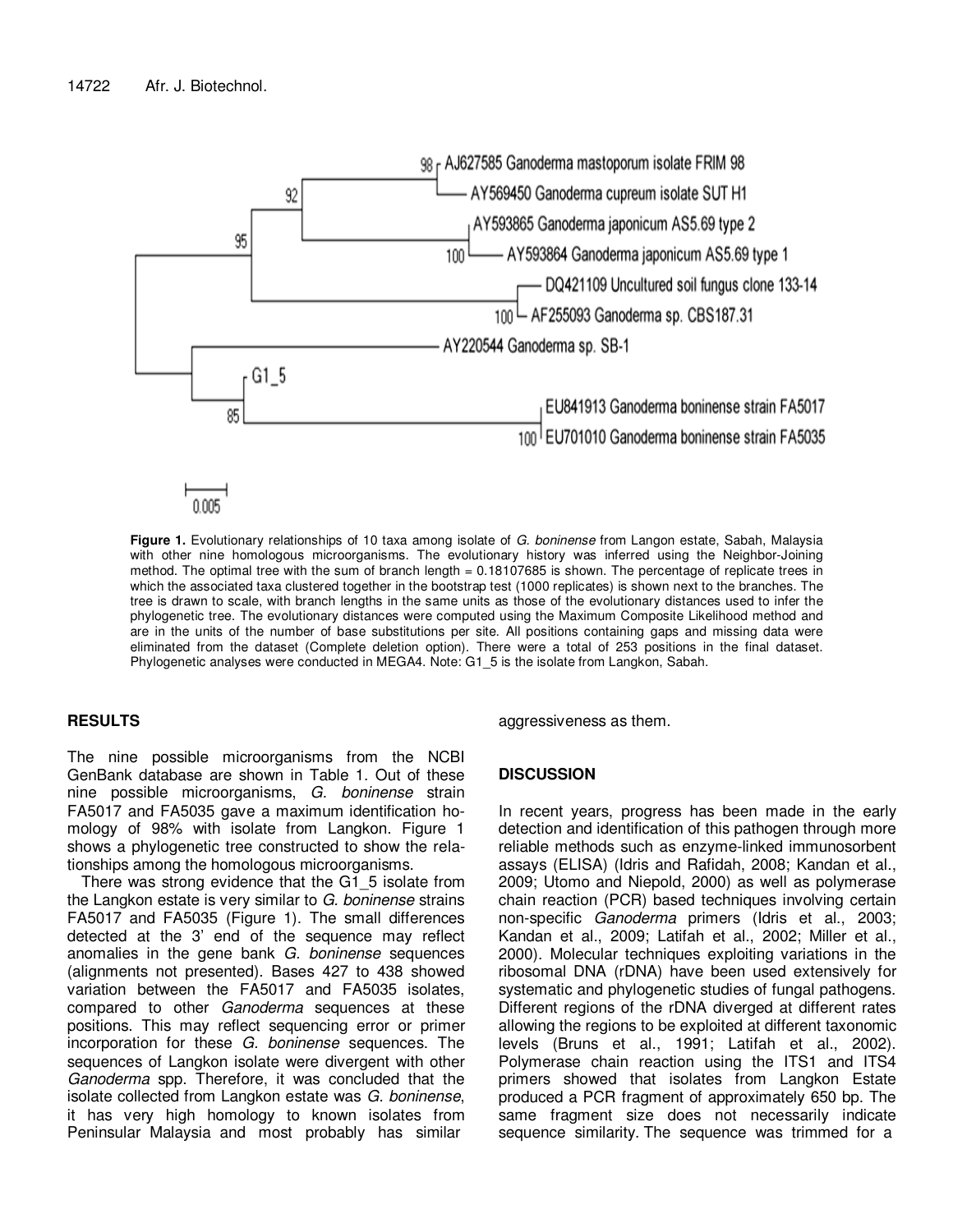**Figure 1.** Evolutionary relationships of 10 taxa among isolate of *G. boninense* from Langon estate, Sabah, Malaysia with other nine homologous microorganisms. The evolutionary history was inferred using the Neighbor-Joining method. The optimal tree with the sum of branch length = 0.18107685 is shown. The percentage of replicate trees in which the associated taxa clustered together in the bootstrap test (1000 replicates) is shown next to the branches. The tree is drawn to scale, with branch lengths in the same units as those of the evolutionary distances used to infer the phylogenetic tree. The evolutionary distances were computed using the Maximum Composite Likelihood method and are in the units of the number of base substitutions per site. All positions containing gaps and missing data were eliminated from the dataset (Complete deletion option). There were a total of 253 positions in the final dataset. Phylogenetic analyses were conducted in MEGA4. Note: G1_5 is the isolate from Langkon, Sabah.

## RESULTS

The nine possible microorganisms from the NCBI GenBank database are shown in Table 1. Out of these nine possible microorganisms, *G. boninense* strain FA5017 and FA5035 gave a maximum identification homology of 98% with isolate from Langkon. Figure 1 shows a phylogenetic tree constructed to show the relationships among the homologous microorganisms.

There was strong evidence that the G1_5 isolate from the Langkon estate is very similar to *G. boninense* strains FA5017 and FA5035 (Figure 1). The small differences detected at the 3' end of the sequence may reflect anomalies in the gene bank *G. boninense* sequences (alignments not presented). Bases 427 to 438 showed variation between the FA5017 and FA5035 isolates, compared to other *Ganoderma* sequences at these positions. This may reflect sequencing error or primer incorporation for these *G. boninense* sequences. The sequences of Langkon isolate were divergent with other *Ganoderma* spp. Therefore, it was concluded that the isolate collected from Langkon estate was *G. boninense*, it has very high homology to known isolates from Peninsular Malaysia and most probably has similar aggressiveness as them.

## DISCUSSION

In recent years, progress has been made in the early detection and identification of this pathogen through more reliable methods such as enzyme-linked immunosorbent assays (ELISA) (Idris and Rafidah, 2008; Kandan et al., 2009; Utomo and Niepold, 2000) as well as polymerase chain reaction (PCR) based techniques involving certain non-specific *Ganoderma* primers (Idris et al., 2003; Kandan et al., 2009; Latifah et al., 2002; Miller et al., 2000). Molecular techniques exploiting variations in the ribosomal DNA (rDNA) have been used extensively for systematic and phylogenetic studies of fungal pathogens. Different regions of the rDNA diverged at different rates allowing the regions to be exploited at different taxonomic levels (Bruns et al., 1991; Latifah et al., 2002). Polymerase chain reaction using the ITS1 and ITS4 primers showed that isolates from Langkon Estate produced a PCR fragment of approximately 650 bp. The same fragment size does not necessarily indicate sequence similarity. The sequence was trimmed for a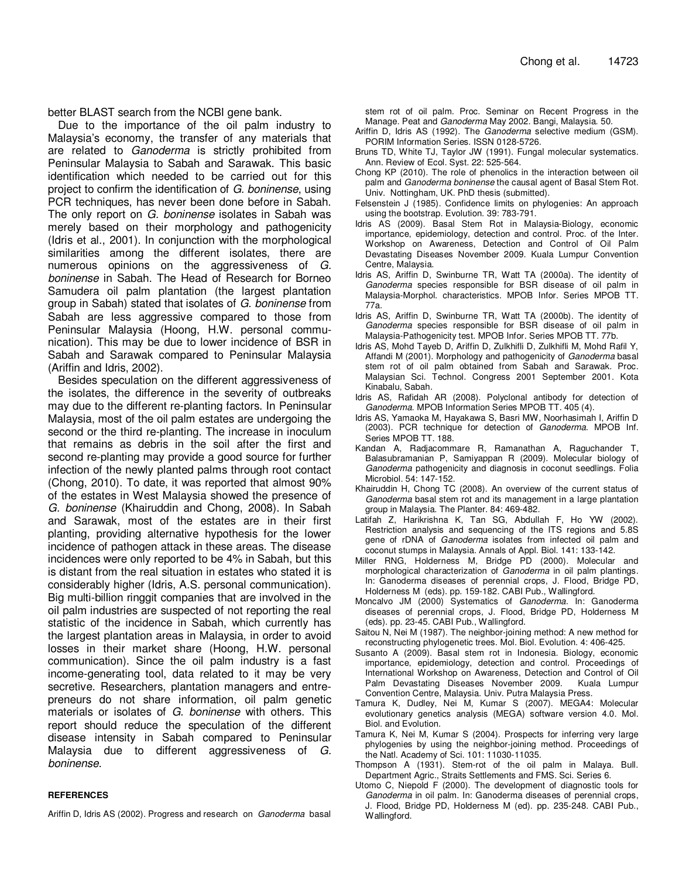better BLAST search from the NCBI gene bank.

Due to the importance of the oil palm industry to Malaysia's economy, the transfer of any materials that are related to *Ganoderma* is strictly prohibited from Peninsular Malaysia to Sabah and Sarawak. This basic identification which needed to be carried out for this project to confirm the identification of *G. boninense*, using PCR techniques, has never been done before in Sabah. The only report on *G. boninense* isolates in Sabah was merely based on their morphology and pathogenicity (Idris et al., 2001). In conjunction with the morphological similarities among the different isolates, there are numerous opinions on the aggressiveness of *G. boninense* in Sabah. The Head of Research for Borneo Samudera oil palm plantation (the largest plantation group in Sabah) stated that isolates of *G. boninense* from Sabah are less aggressive compared to those from Peninsular Malaysia (Hoong, H.W. personal communication). This may be due to lower incidence of BSR in Sabah and Sarawak compared to Peninsular Malaysia (Ariffin and Idris, 2002).

Besides speculation on the different aggressiveness of the isolates, the difference in the severity of outbreaks may due to the different re-planting factors. In Peninsular Malaysia, most of the oil palm estates are undergoing the second or the third re-planting. The increase in inoculum that remains as debris in the soil after the first and second re-planting may provide a good source for further infection of the newly planted palms through root contact (Chong, 2010). To date, it was reported that almost 90% of the estates in West Malaysia showed the presence of *G. boninense* (Khairuddin and Chong, 2008). In Sabah and Sarawak, most of the estates are in their first planting, providing alternative hypothesis for the lower incidence of pathogen attack in these areas. The disease incidences were only reported to be 4% in Sabah, but this is distant from the real situation in estates who stated it is considerably higher (Idris, A.S. personal communication). Big multi-billion ringgit companies that are involved in the oil palm industries are suspected of not reporting the real statistic of the incidence in Sabah, which currently has the largest plantation areas in Malaysia, in order to avoid losses in their market share (Hoong, H.W. personal communication). Since the oil palm industry is a fast income-generating tool, data related to it may be very secretive. Researchers, plantation managers and entrepreneurs do not share information, oil palm genetic materials or isolates of *G. boninense* with others. This report should reduce the speculation of the different disease intensity in Sabah compared to Peninsular Malaysia due to different aggressiveness of *G. boninense*.

## REFERENCES

Ariffin D, Idris AS (2002). Progress and research on *Ganoderma* basal stem rot of oil palm. Proc. Seminar on Recent Progress in the Manage. Peat and *Ganoderma* May 2002. Bangi, Malaysia. 50.

Ariffin D, Idris AS (1992). The *Ganoderma* selective medium (GSM). PORIM Information Series. ISSN 0128-5726.

Bruns TD, White TJ, Taylor JW (1991). Fungal molecular systematics. Ann. Review of Ecol. Syst. 22: 525-564.

Chong KP (2010). The role of phenolics in the interaction between oil palm and *Ganoderma boninense* the causal agent of Basal Stem Rot. Univ. Nottingham, UK. PhD thesis (submitted).

Felsenstein J (1985). Confidence limits on phylogenies: An approach using the bootstrap. Evolution. 39: 783-791.

Idris AS (2009). Basal Stem Rot in Malaysia-Biology, economic importance, epidemiology, detection and control. Proc. of the Inter. Workshop on Awareness, Detection and Control of Oil Palm Devastating Diseases November 2009. Kuala Lumpur Convention Centre, Malaysia.

Idris AS, Ariffin D, Swinburne TR, Watt TA (2000a). The identity of *Ganoderma* species responsible for BSR disease of oil palm in Malaysia-Morphol. characteristics. MPOB Infor. Series MPOB TT. 77a.

Idris AS, Ariffin D, Swinburne TR, Watt TA (2000b). The identity of *Ganoderma* species responsible for BSR disease of oil palm in Malaysia-Pathogenicity test. MPOB Infor. Series MPOB TT. 77b.

Idris AS, Mohd Tayeb D, Ariffin D, Zulkhifli D, Zulkhifli M, Mohd Rafil Y, Affandi M (2001). Morphology and pathogenicity of *Ganoderma* basal stem rot of oil palm obtained from Sabah and Sarawak. Proc. Malaysian Sci. Technol. Congress 2001 September 2001. Kota Kinabalu, Sabah.

Idris AS, Rafidah AR (2008). Polyclonal antibody for detection of *Ganoderma*. MPOB Information Series MPOB TT. 405 (4).

Idris AS, Yamaoka M, Hayakawa S, Basri MW, Noorhasimah I, Ariffin D (2003). PCR technique for detection of *Ganoderma*. MPOB Inf. Series MPOB TT. 188.

Kandan A, Radjacommare R, Ramanathan A, Raguchander T, Balasubramanian P, Samiyappan R (2009). Molecular biology of *Ganoderma* pathogenicity and diagnosis in coconut seedlings. Folia Microbiol. 54: 147-152.

Khairuddin H, Chong TC (2008). An overview of the current status of *Ganoderma* basal stem rot and its management in a large plantation group in Malaysia. The Planter. 84: 469-482.

Latifah Z, Harikrishna K, Tan SG, Abdullah F, Ho YW (2002). Restriction analysis and sequencing of the ITS regions and 5.8S gene of rDNA of *Ganoderma* isolates from infected oil palm and coconut stumps in Malaysia. Annals of Appl. Biol. 141: 133-142.

Miller RNG, Holderness M, Bridge PD (2000). Molecular and morphological characterization of *Ganoderma* in oil palm plantings. In: Ganoderma diseases of perennial crops, J. Flood, Bridge PD, Holderness M (eds). pp. 159-182. CABI Pub., Wallingford.

Moncalvo JM (2000) Systematics of *Ganoderma*. In: Ganoderma diseases of perennial crops, J. Flood, Bridge PD, Holderness M (eds). pp. 23-45. CABI Pub., Wallingford.

Saitou N, Nei M (1987). The neighbor-joining method: A new method for reconstructing phylogenetic trees. Mol. Biol. Evolution. 4: 406-425.

Susanto A (2009). Basal stem rot in Indonesia. Biology, economic importance, epidemiology, detection and control. Proceedings of International Workshop on Awareness, Detection and Control of Oil Palm Devastating Diseases November 2009. Kuala Lumpur Convention Centre, Malaysia. Univ. Putra Malaysia Press.

Tamura K, Dudley, Nei M, Kumar S (2007). MEGA4: Molecular evolutionary genetics analysis (MEGA) software version 4.0. Mol. Biol. and Evolution.

Tamura K, Nei M, Kumar S (2004). Prospects for inferring very large phylogenies by using the neighbor-joining method. Proceedings of the Natl. Academy of Sci. 101: 11030-11035.

Thompson A (1931). Stem-rot of the oil palm in Malaya. Bull. Department Agric., Straits Settlements and FMS. Sci. Series 6.

Utomo C, Niepold F (2000). The development of diagnostic tools for *Ganoderma* in oil palm. In: Ganoderma diseases of perennial crops, J. Flood, Bridge PD, Holderness M (ed). pp. 235-248. CABI Pub., Wallingford.